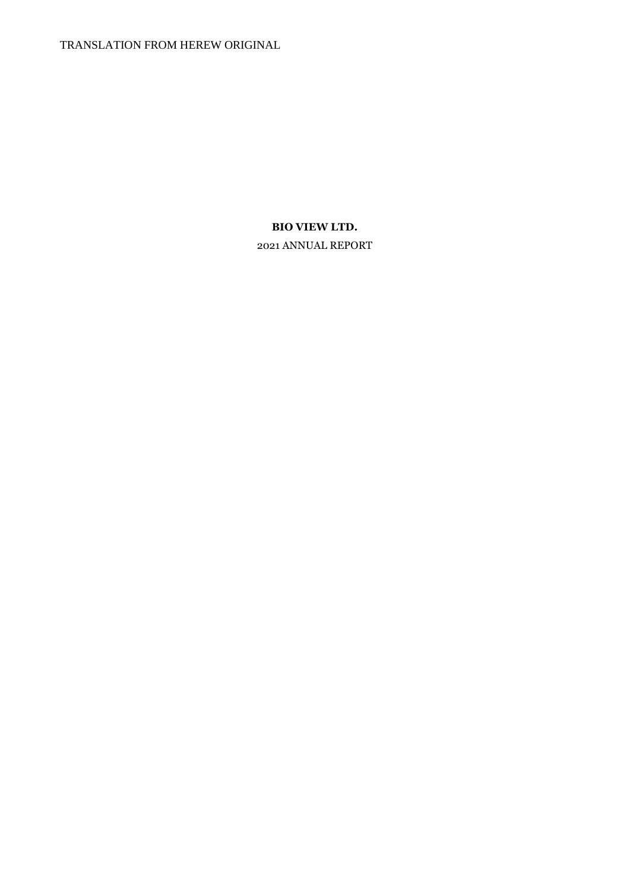TRANSLATION FROM HEREW ORIGINAL

**BIO VIEW LTD.**

2021 ANNUAL REPORT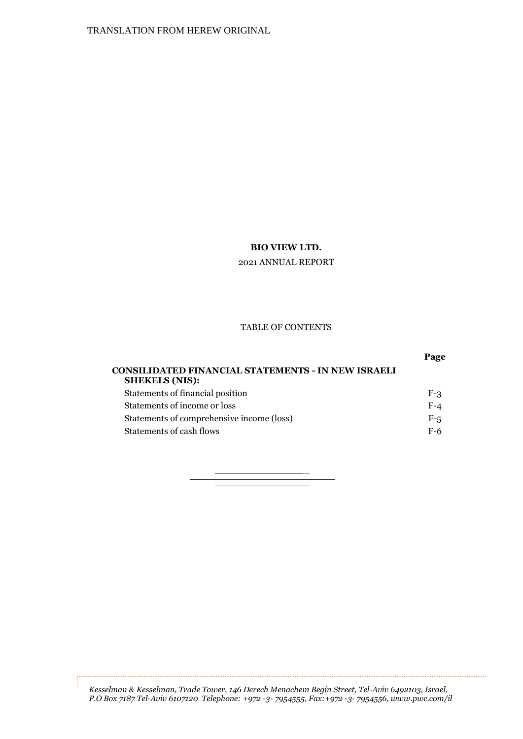TRANSLATION FROM HEREW ORIGINAL

**BIO VIEW LTD.**

2021 ANNUAL REPORT

TABLE OF CONTENTS

| | Page |
|---|---|
| **CONSILIDATED FINANCIAL STATEMENTS - IN NEW ISRAELI SHEKELS (NIS):** | |
| Statements of financial position | F-3 |
| Statements of income or loss | F-4 |
| Statements of comprehensive income (loss) | F-5 |
| Statements of cash flows | F-6 |

*Kesselman & Kesselman, Trade Tower, 146 Derech Menachem Begin Street, Tel-Aviv 6492103, Israel, P.O Box 7187 Tel-Aviv 6107120 Telephone: +972 -3- 7954555, Fax:+972 -3- 7954556, www.pwc.com/il*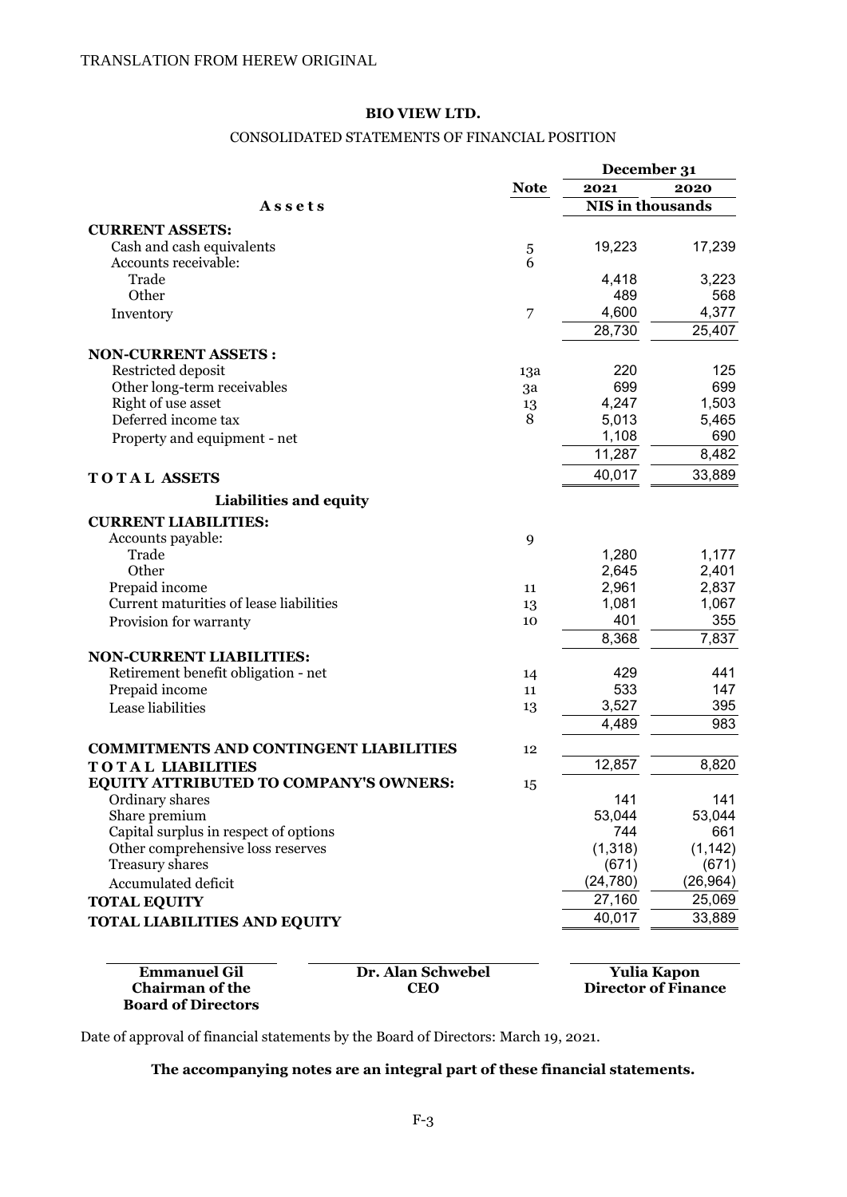TRANSLATION FROM HEREW ORIGINAL

**BIO VIEW LTD.**

CONSOLIDATED STATEMENTS OF FINANCIAL POSITION

| | Note | December 31 2021 | December 31 2020 |
|---|---|---|---|
| **Assets** | | **NIS in thousands** | |
| **CURRENT ASSETS:** | | | |
| Cash and cash equivalents | 5 | 19,223 | 17,239 |
| Accounts receivable: | 6 | | |
| Trade | | 4,418 | 3,223 |
| Other | | 489 | 568 |
| Inventory | 7 | 4,600 | 4,377 |
| | | 28,730 | 25,407 |
| **NON-CURRENT ASSETS :** | | | |
| Restricted deposit | 13a | 220 | 125 |
| Other long-term receivables | 3a | 699 | 699 |
| Right of use asset | 13 | 4,247 | 1,503 |
| Deferred income tax | 8 | 5,013 | 5,465 |
| Property and equipment - net | | 1,108 | 690 |
| | | 11,287 | 8,482 |
| **T O T A L ASSETS** | | 40,017 | 33,889 |
| **Liabilities and equity** | | | |
| **CURRENT LIABILITIES:** | | | |
| Accounts payable: | 9 | | |
| Trade | | 1,280 | 1,177 |
| Other | | 2,645 | 2,401 |
| Prepaid income | 11 | 2,961 | 2,837 |
| Current maturities of lease liabilities | 13 | 1,081 | 1,067 |
| Provision for warranty | 10 | 401 | 355 |
| | | 8,368 | 7,837 |
| **NON-CURRENT LIABILITIES:** | | | |
| Retirement benefit obligation - net | 14 | 429 | 441 |
| Prepaid income | 11 | 533 | 147 |
| Lease liabilities | 13 | 3,527 | 395 |
| | | 4,489 | 983 |
| **COMMITMENTS AND CONTINGENT LIABILITIES** | 12 | | |
| **T O T A L LIABILITIES** | | 12,857 | 8,820 |
| **EQUITY ATTRIBUTED TO COMPANY'S OWNERS:** | 15 | | |
| Ordinary shares | | 141 | 141 |
| Share premium | | 53,044 | 53,044 |
| Capital surplus in respect of options | | 744 | 661 |
| Other comprehensive loss reserves | | (1,318) | (1,142) |
| Treasury shares | | (671) | (671) |
| Accumulated deficit | | (24,780) | (26,964) |
| **TOTAL EQUITY** | | 27,160 | 25,069 |
| **TOTAL LIABILITIES AND EQUITY** | | 40,017 | 33,889 |

| **Emmanuel Gil** | **Dr. Alan Schwebel** | **Yulia Kapon** |
|---|---|---|
| **Chairman of the Board of Directors** | **CEO** | **Director of Finance** |

Date of approval of financial statements by the Board of Directors: March 19, 2021.

**The accompanying notes are an integral part of these financial statements.**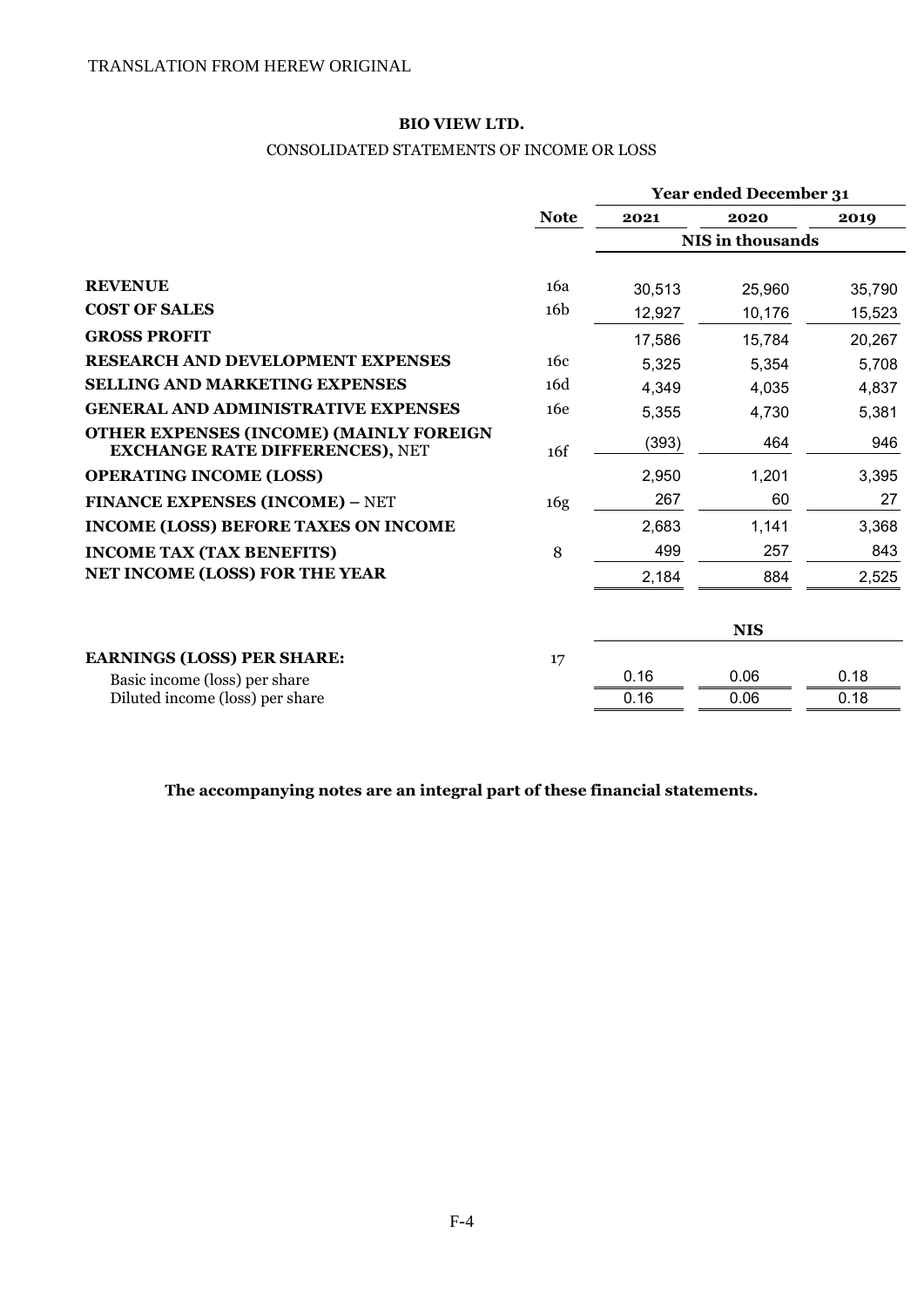TRANSLATION FROM HEREW ORIGINAL

**BIO VIEW LTD.**

CONSOLIDATED STATEMENTS OF INCOME OR LOSS

| | Note | Year ended December 31 | | |
|---|---|---|---|---|
| | | **2021** | **2020** | **2019** |
| | | **NIS in thousands** | | |
| **REVENUE** | 16a | 30,513 | 25,960 | 35,790 |
| **COST OF SALES** | 16b | 12,927 | 10,176 | 15,523 |
| **GROSS PROFIT** | | 17,586 | 15,784 | 20,267 |
| **RESEARCH AND DEVELOPMENT EXPENSES** | 16c | 5,325 | 5,354 | 5,708 |
| **SELLING AND MARKETING EXPENSES** | 16d | 4,349 | 4,035 | 4,837 |
| **GENERAL AND ADMINISTRATIVE EXPENSES** | 16e | 5,355 | 4,730 | 5,381 |
| **OTHER EXPENSES (INCOME) (MAINLY FOREIGN EXCHANGE RATE DIFFERENCES),** NET | 16f | (393) | 464 | 946 |
| **OPERATING INCOME (LOSS)** | | 2,950 | 1,201 | 3,395 |
| **FINANCE EXPENSES (INCOME) –** NET | 16g | 267 | 60 | 27 |
| **INCOME (LOSS) BEFORE TAXES ON INCOME** | | 2,683 | 1,141 | 3,368 |
| **INCOME TAX (TAX BENEFITS)** | 8 | 499 | 257 | 843 |
| **NET INCOME (LOSS) FOR THE YEAR** | | 2,184 | 884 | 2,525 |
| | | **NIS** | | |
| **EARNINGS (LOSS) PER SHARE:** | 17 | | | |
| Basic income (loss) per share | | 0.16 | 0.06 | 0.18 |
| Diluted income (loss) per share | | 0.16 | 0.06 | 0.18 |

**The accompanying notes are an integral part of these financial statements.**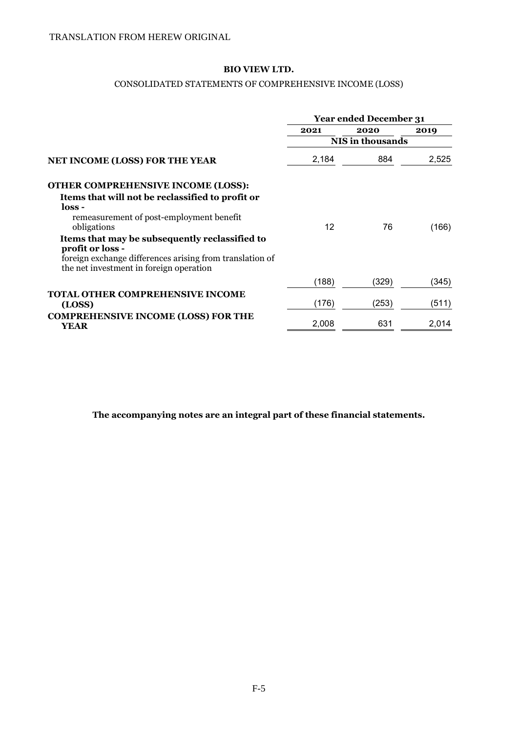TRANSLATION FROM HEREW ORIGINAL

**BIO VIEW LTD.**

CONSOLIDATED STATEMENTS OF COMPREHENSIVE INCOME (LOSS)

| | Year ended December 31 | | |
|---|---|---|---|
| | 2021 | 2020 | 2019 |
| | NIS in thousands | | |
| **NET INCOME (LOSS) FOR THE YEAR** | 2,184 | 884 | 2,525 |
| **OTHER COMPREHENSIVE INCOME (LOSS):** | | | |
| **Items that will not be reclassified to profit or loss -** | | | |
| remeasurement of post-employment benefit obligations | 12 | 76 | (166) |
| **Items that may be subsequently reclassified to profit or loss -** | | | |
| foreign exchange differences arising from translation of the net investment in foreign operation | (188) | (329) | (345) |
| **TOTAL OTHER COMPREHENSIVE INCOME (LOSS)** | (176) | (253) | (511) |
| **COMPREHENSIVE INCOME (LOSS) FOR THE YEAR** | 2,008 | 631 | 2,014 |

**The accompanying notes are an integral part of these financial statements.**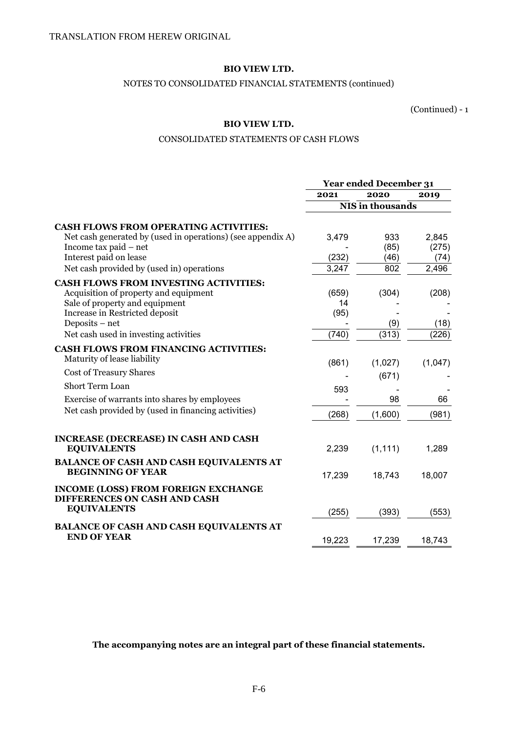TRANSLATION FROM HEREW ORIGINAL

**BIO VIEW LTD.**

NOTES TO CONSOLIDATED FINANCIAL STATEMENTS (continued)

(Continued) - 1

**BIO VIEW LTD.**

CONSOLIDATED STATEMENTS OF CASH FLOWS

| | Year ended December 31 | | |
|---|---|---|---|
| | 2021 | 2020 | 2019 |
| | NIS in thousands | | |
| **CASH FLOWS FROM OPERATING ACTIVITIES:** | | | |
| Net cash generated by (used in operations) (see appendix A) | 3,479 | 933 | 2,845 |
| Income tax paid – net | - | (85) | (275) |
| Interest paid on lease | (232) | (46) | (74) |
| Net cash provided by (used in) operations | 3,247 | 802 | 2,496 |
| **CASH FLOWS FROM INVESTING ACTIVITIES:** | | | |
| Acquisition of property and equipment | (659) | (304) | (208) |
| Sale of property and equipment | 14 | - | - |
| Increase in Restricted deposit | (95) | - | - |
| Deposits – net | - | (9) | (18) |
| Net cash used in investing activities | (740) | (313) | (226) |
| **CASH FLOWS FROM FINANCING ACTIVITIES:** | | | |
| Maturity of lease liability | (861) | (1,027) | (1,047) |
| Cost of Treasury Shares | - | (671) | - |
| Short Term Loan | 593 | - | - |
| Exercise of warrants into shares by employees | - | 98 | 66 |
| Net cash provided by (used in financing activities) | (268) | (1,600) | (981) |
| **INCREASE (DECREASE) IN CASH AND CASH EQUIVALENTS** | 2,239 | (1,111) | 1,289 |
| **BALANCE OF CASH AND CASH EQUIVALENTS AT BEGINNING OF YEAR** | 17,239 | 18,743 | 18,007 |
| **INCOME (LOSS) FROM FOREIGN EXCHANGE DIFFERENCES ON CASH AND CASH EQUIVALENTS** | (255) | (393) | (553) |
| **BALANCE OF CASH AND CASH EQUIVALENTS AT END OF YEAR** | 19,223 | 17,239 | 18,743 |

**The accompanying notes are an integral part of these financial statements.**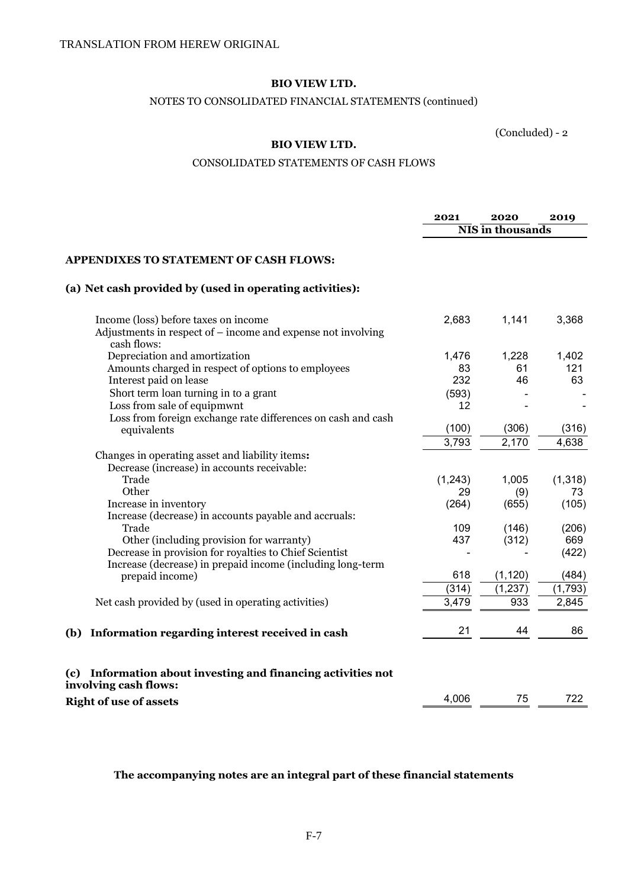TRANSLATION FROM HEREW ORIGINAL

**BIO VIEW LTD.**

NOTES TO CONSOLIDATED FINANCIAL STATEMENTS (continued)

(Concluded) - 2

**BIO VIEW LTD.**

CONSOLIDATED STATEMENTS OF CASH FLOWS

| | 2021 | 2020 | 2019 |
|---|---|---|---|
| | NIS in thousands | | |
| **APPENDIXES TO STATEMENT OF CASH FLOWS:** | | | |
| **(a) Net cash provided by (used in operating activities):** | | | |
| Income (loss) before taxes on income | 2,683 | 1,141 | 3,368 |
| Adjustments in respect of – income and expense not involving cash flows: | | | |
| Depreciation and amortization | 1,476 | 1,228 | 1,402 |
| Amounts charged in respect of options to employees | 83 | 61 | 121 |
| Interest paid on lease | 232 | 46 | 63 |
| Short term loan turning in to a grant | (593) | - | - |
| Loss from sale of equipmwnt | 12 | - | - |
| Loss from foreign exchange rate differences on cash and cash equivalents | (100) | (306) | (316) |
| | 3,793 | 2,170 | 4,638 |
| Changes in operating asset and liability items**:** | | | |
| Decrease (increase) in accounts receivable: | | | |
| Trade | (1,243) | 1,005 | (1,318) |
| Other | 29 | (9) | 73 |
| Increase in inventory | (264) | (655) | (105) |
| Increase (decrease) in accounts payable and accruals: | | | |
| Trade | 109 | (146) | (206) |
| Other (including provision for warranty) | 437 | (312) | 669 |
| Decrease in provision for royalties to Chief Scientist | - | - | (422) |
| Increase (decrease) in prepaid income (including long-term prepaid income) | 618 | (1,120) | (484) |
| | (314) | (1,237) | (1,793) |
| Net cash provided by (used in operating activities) | 3,479 | 933 | 2,845 |
| **(b) Information regarding interest received in cash** | 21 | 44 | 86 |
| **(c) Information about investing and financing activities not involving cash flows:** | | | |
| **Right of use of assets** | 4,006 | 75 | 722 |

**The accompanying notes are an integral part of these financial statements**